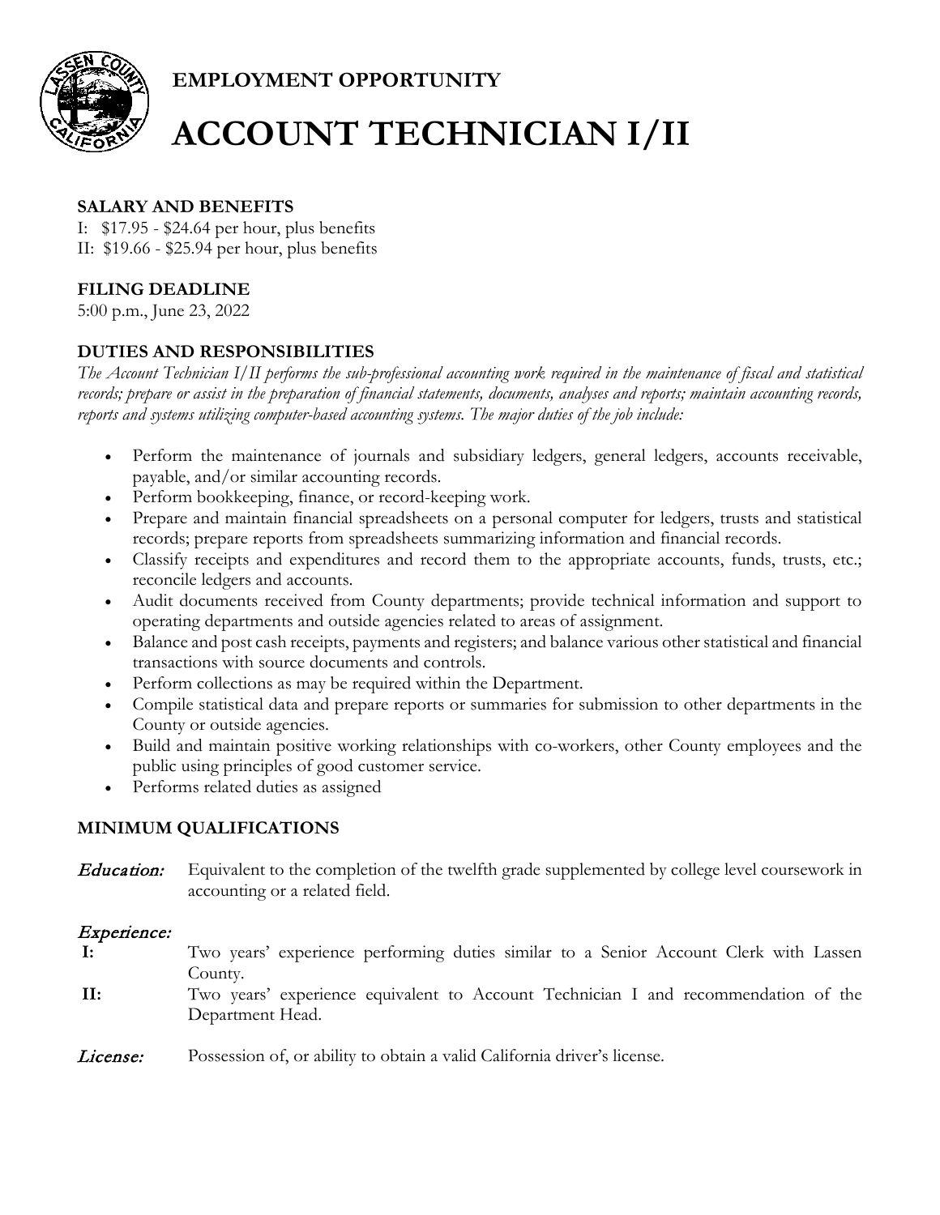**EMPLOYMENT OPPORTUNITY**

# ACCOUNT TECHNICIAN I/II

### SALARY AND BENEFITS

I: $17.95 - $24.64 per hour, plus benefits
II: $19.66 - $25.94 per hour, plus benefits

### FILING DEADLINE

5:00 p.m., June 23, 2022

### DUTIES AND RESPONSIBILITIES

*The Account Technician I/II performs the sub-professional accounting work required in the maintenance of fiscal and statistical records; prepare or assist in the preparation of financial statements, documents, analyses and reports; maintain accounting records, reports and systems utilizing computer-based accounting systems. The major duties of the job include:*

- Perform the maintenance of journals and subsidiary ledgers, general ledgers, accounts receivable, payable, and/or similar accounting records.
- Perform bookkeeping, finance, or record-keeping work.
- Prepare and maintain financial spreadsheets on a personal computer for ledgers, trusts and statistical records; prepare reports from spreadsheets summarizing information and financial records.
- Classify receipts and expenditures and record them to the appropriate accounts, funds, trusts, etc.; reconcile ledgers and accounts.
- Audit documents received from County departments; provide technical information and support to operating departments and outside agencies related to areas of assignment.
- Balance and post cash receipts, payments and registers; and balance various other statistical and financial transactions with source documents and controls.
- Perform collections as may be required within the Department.
- Compile statistical data and prepare reports or summaries for submission to other departments in the County or outside agencies.
- Build and maintain positive working relationships with co-workers, other County employees and the public using principles of good customer service.
- Performs related duties as assigned

### MINIMUM QUALIFICATIONS

***Education:*** Equivalent to the completion of the twelfth grade supplemented by college level coursework in accounting or a related field.

***Experience:***

**I:** Two years' experience performing duties similar to a Senior Account Clerk with Lassen County.

**II:** Two years' experience equivalent to Account Technician I and recommendation of the Department Head.

***License:*** Possession of, or ability to obtain a valid California driver's license.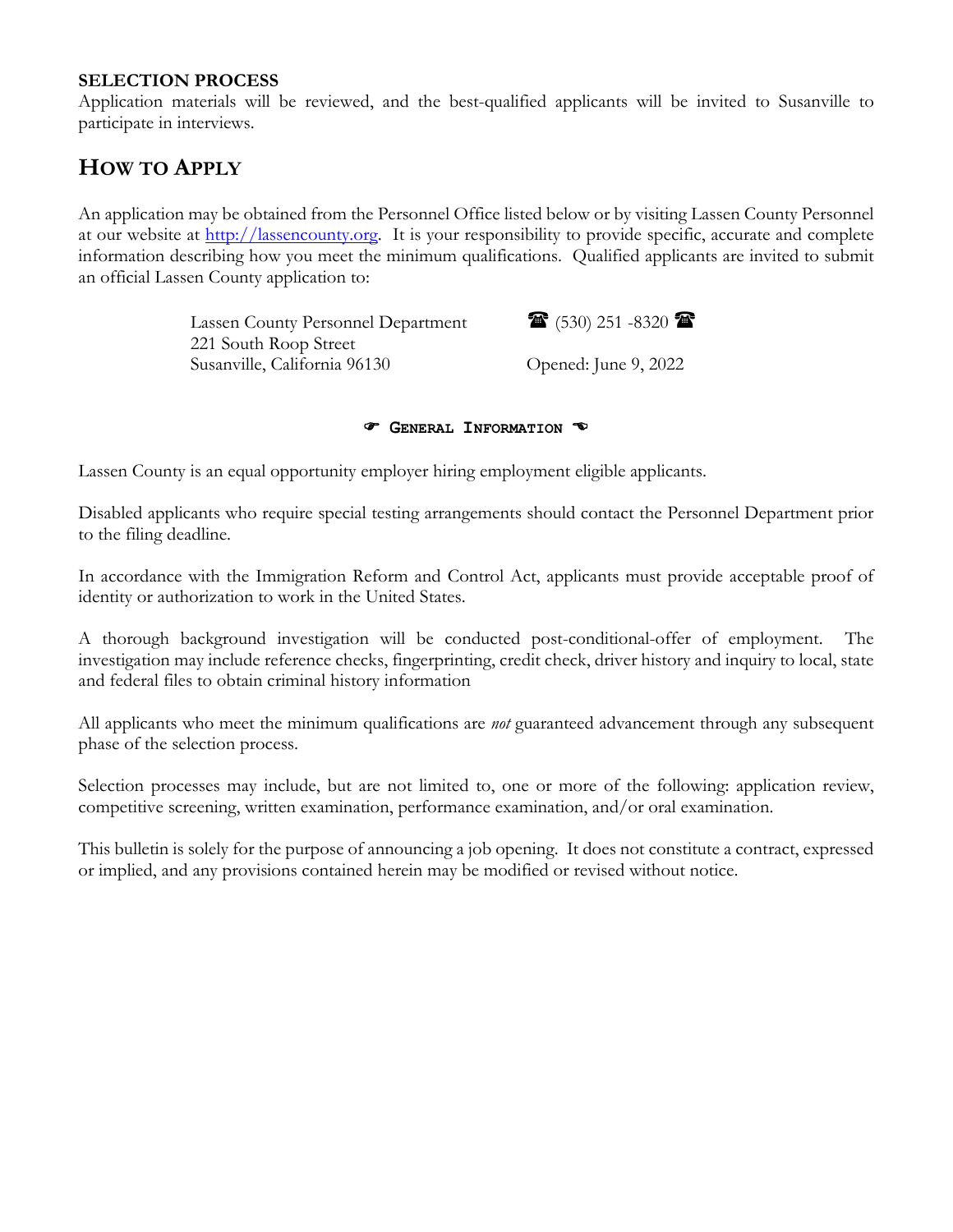**SELECTION PROCESS**

Application materials will be reviewed, and the best-qualified applicants will be invited to Susanville to participate in interviews.

## HOW TO APPLY

An application may be obtained from the Personnel Office listed below or by visiting Lassen County Personnel at our website at http://lassencounty.org. It is your responsibility to provide specific, accurate and complete information describing how you meet the minimum qualifications. Qualified applicants are invited to submit an official Lassen County application to:

Lassen County Personnel Department
221 South Roop Street
Susanville, California 96130

☎ (530) 251 -8320 ☎

Opened: June 9, 2022

### ☛ GENERAL INFORMATION ☚

Lassen County is an equal opportunity employer hiring employment eligible applicants.

Disabled applicants who require special testing arrangements should contact the Personnel Department prior to the filing deadline.

In accordance with the Immigration Reform and Control Act, applicants must provide acceptable proof of identity or authorization to work in the United States.

A thorough background investigation will be conducted post-conditional-offer of employment. The investigation may include reference checks, fingerprinting, credit check, driver history and inquiry to local, state and federal files to obtain criminal history information

All applicants who meet the minimum qualifications are *not* guaranteed advancement through any subsequent phase of the selection process.

Selection processes may include, but are not limited to, one or more of the following: application review, competitive screening, written examination, performance examination, and/or oral examination.

This bulletin is solely for the purpose of announcing a job opening. It does not constitute a contract, expressed or implied, and any provisions contained herein may be modified or revised without notice.